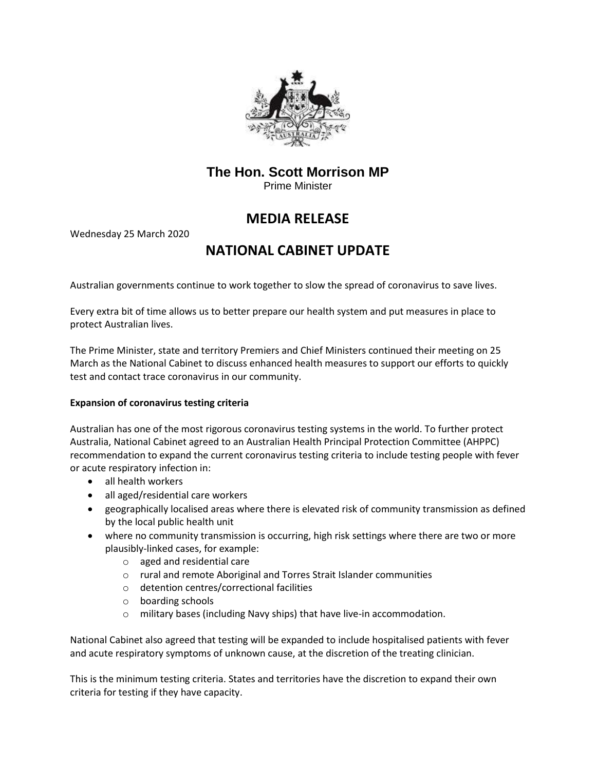**The Hon. Scott Morrison MP**
Prime Minister

# MEDIA RELEASE

Wednesday 25 March 2020

# NATIONAL CABINET UPDATE

Australian governments continue to work together to slow the spread of coronavirus to save lives.

Every extra bit of time allows us to better prepare our health system and put measures in place to protect Australian lives.

The Prime Minister, state and territory Premiers and Chief Ministers continued their meeting on 25 March as the National Cabinet to discuss enhanced health measures to support our efforts to quickly test and contact trace coronavirus in our community.

**Expansion of coronavirus testing criteria**

Australian has one of the most rigorous coronavirus testing systems in the world. To further protect Australia, National Cabinet agreed to an Australian Health Principal Protection Committee (AHPPC) recommendation to expand the current coronavirus testing criteria to include testing people with fever or acute respiratory infection in:

- all health workers
- all aged/residential care workers
- geographically localised areas where there is elevated risk of community transmission as defined by the local public health unit
- where no community transmission is occurring, high risk settings where there are two or more plausibly-linked cases, for example:
    - aged and residential care
    - rural and remote Aboriginal and Torres Strait Islander communities
    - detention centres/correctional facilities
    - boarding schools
    - military bases (including Navy ships) that have live-in accommodation.

National Cabinet also agreed that testing will be expanded to include hospitalised patients with fever and acute respiratory symptoms of unknown cause, at the discretion of the treating clinician.

This is the minimum testing criteria. States and territories have the discretion to expand their own criteria for testing if they have capacity.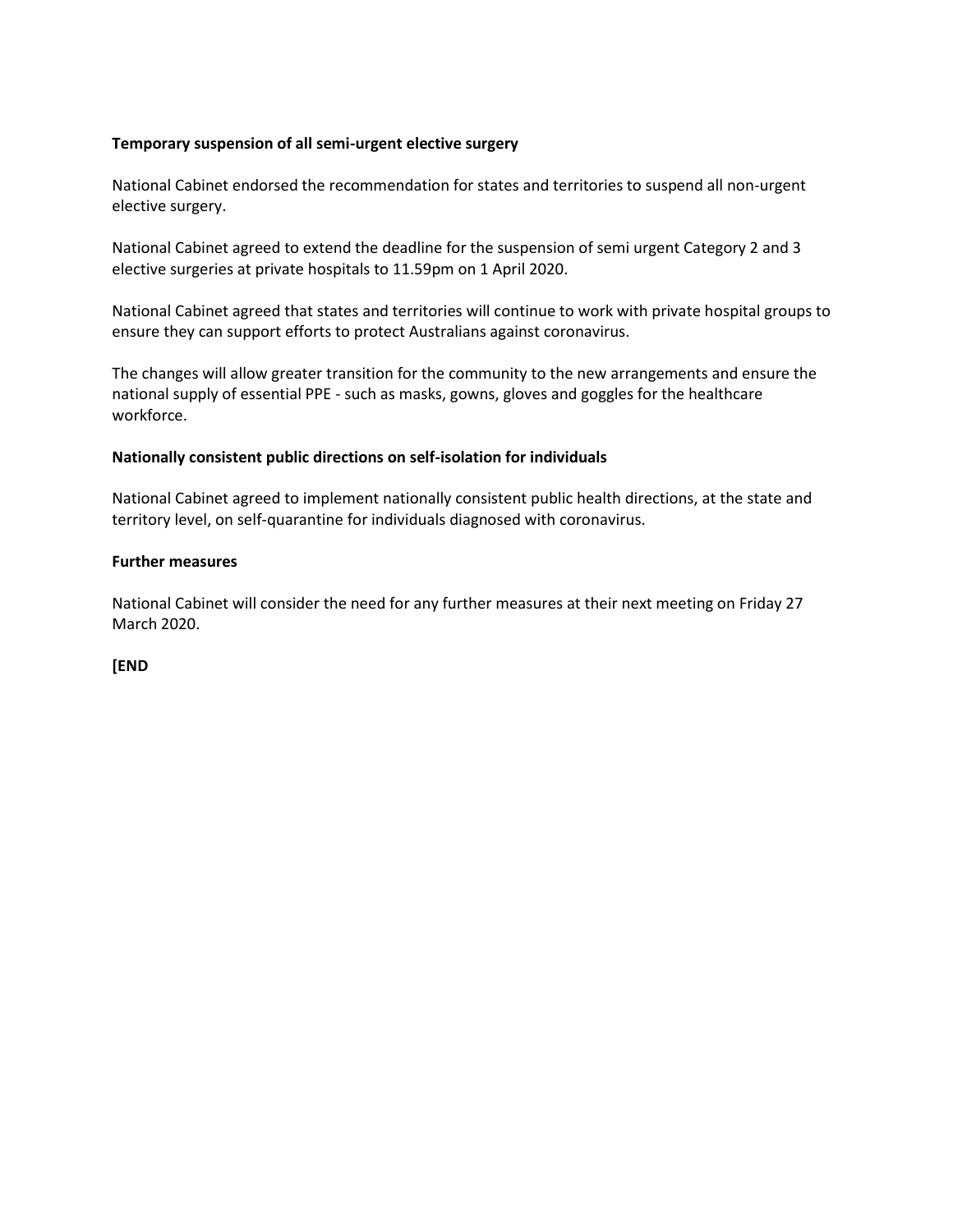**Temporary suspension of all semi-urgent elective surgery**

National Cabinet endorsed the recommendation for states and territories to suspend all non-urgent elective surgery.

National Cabinet agreed to extend the deadline for the suspension of semi urgent Category 2 and 3 elective surgeries at private hospitals to 11.59pm on 1 April 2020.

National Cabinet agreed that states and territories will continue to work with private hospital groups to ensure they can support efforts to protect Australians against coronavirus.

The changes will allow greater transition for the community to the new arrangements and ensure the national supply of essential PPE - such as masks, gowns, gloves and goggles for the healthcare workforce.

**Nationally consistent public directions on self-isolation for individuals**

National Cabinet agreed to implement nationally consistent public health directions, at the state and territory level, on self-quarantine for individuals diagnosed with coronavirus.

**Further measures**

National Cabinet will consider the need for any further measures at their next meeting on Friday 27 March 2020.

**[END**